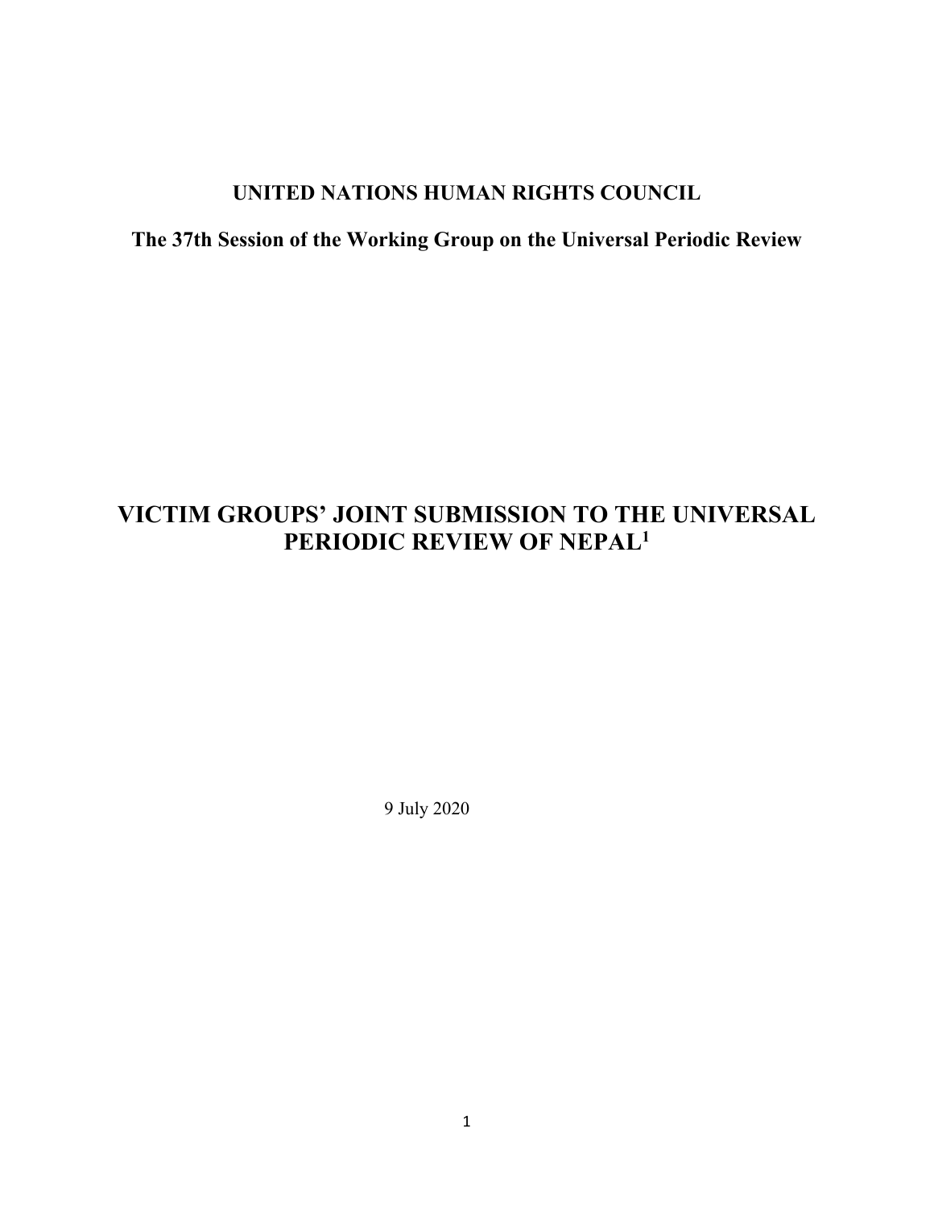**UNITED NATIONS HUMAN RIGHTS COUNCIL**

**The 37th Session of the Working Group on the Universal Periodic Review**

# VICTIM GROUPS' JOINT SUBMISSION TO THE UNIVERSAL PERIODIC REVIEW OF NEPAL[1]

9 July 2020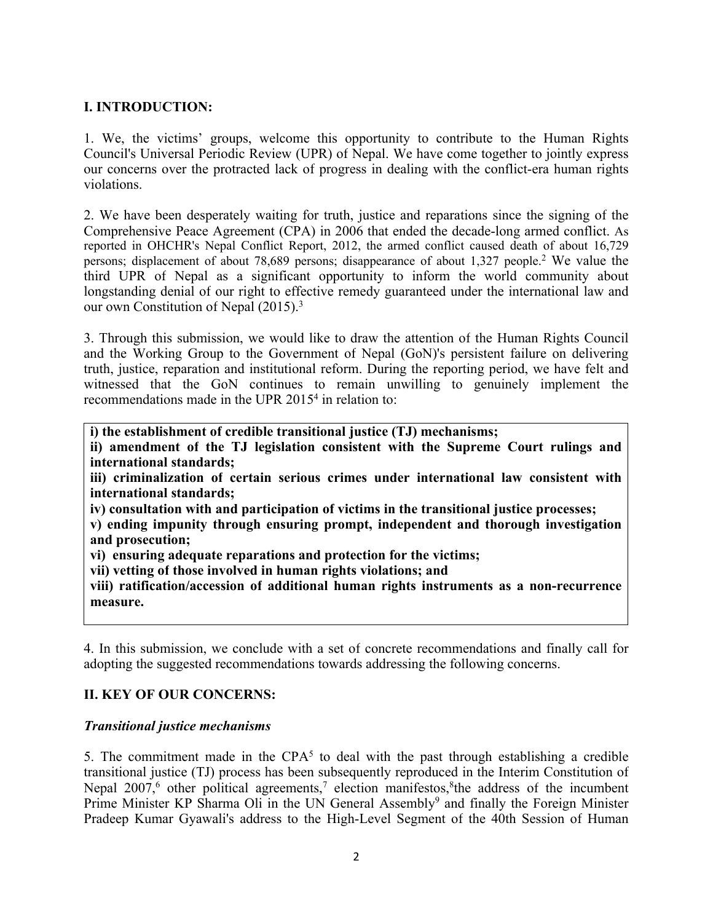## I. INTRODUCTION:

1. We, the victims' groups, welcome this opportunity to contribute to the Human Rights Council's Universal Periodic Review (UPR) of Nepal. We have come together to jointly express our concerns over the protracted lack of progress in dealing with the conflict-era human rights violations.

2. We have been desperately waiting for truth, justice and reparations since the signing of the Comprehensive Peace Agreement (CPA) in 2006 that ended the decade-long armed conflict. As reported in OHCHR's Nepal Conflict Report, 2012, the armed conflict caused death of about 16,729 persons; displacement of about 78,689 persons; disappearance of about 1,327 people.[2] We value the third UPR of Nepal as a significant opportunity to inform the world community about longstanding denial of our right to effective remedy guaranteed under the international law and our own Constitution of Nepal (2015).[3]

3. Through this submission, we would like to draw the attention of the Human Rights Council and the Working Group to the Government of Nepal (GoN)'s persistent failure on delivering truth, justice, reparation and institutional reform. During the reporting period, we have felt and witnessed that the GoN continues to remain unwilling to genuinely implement the recommendations made in the UPR 2015[4] in relation to:

> **i) the establishment of credible transitional justice (TJ) mechanisms;**
> **ii) amendment of the TJ legislation consistent with the Supreme Court rulings and international standards;**
> **iii) criminalization of certain serious crimes under international law consistent with international standards;**
> **iv) consultation with and participation of victims in the transitional justice processes;**
> **v) ending impunity through ensuring prompt, independent and thorough investigation and prosecution;**
> **vi) ensuring adequate reparations and protection for the victims;**
> **vii) vetting of those involved in human rights violations; and**
> **viii) ratification/accession of additional human rights instruments as a non-recurrence measure.**

4. In this submission, we conclude with a set of concrete recommendations and finally call for adopting the suggested recommendations towards addressing the following concerns.

## II. KEY OF OUR CONCERNS:

### *Transitional justice mechanisms*

5. The commitment made in the CPA[5] to deal with the past through establishing a credible transitional justice (TJ) process has been subsequently reproduced in the Interim Constitution of Nepal 2007,[6] other political agreements,[7] election manifestos,[8] the address of the incumbent Prime Minister KP Sharma Oli in the UN General Assembly[9] and finally the Foreign Minister Pradeep Kumar Gyawali's address to the High-Level Segment of the 40th Session of Human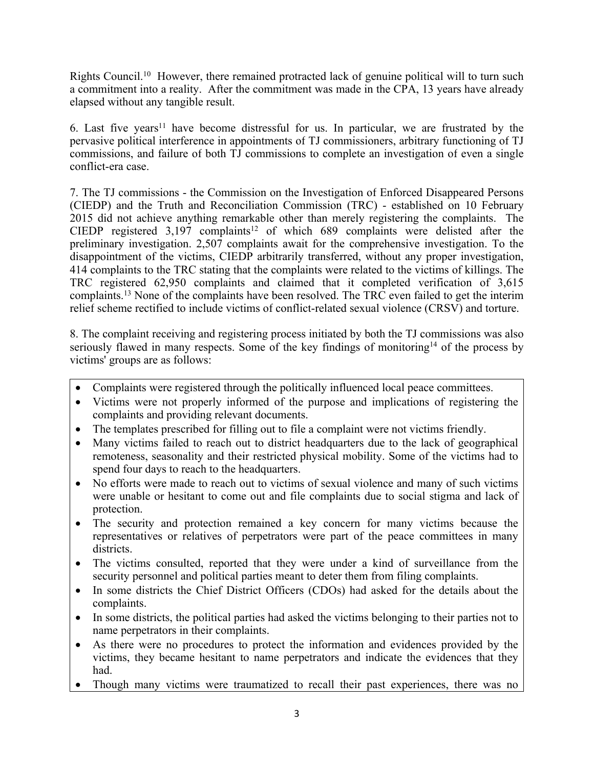Rights Council.[10] However, there remained protracted lack of genuine political will to turn such a commitment into a reality. After the commitment was made in the CPA, 13 years have already elapsed without any tangible result.

6. Last five years[11] have become distressful for us. In particular, we are frustrated by the pervasive political interference in appointments of TJ commissioners, arbitrary functioning of TJ commissions, and failure of both TJ commissions to complete an investigation of even a single conflict-era case.

7. The TJ commissions - the Commission on the Investigation of Enforced Disappeared Persons (CIEDP) and the Truth and Reconciliation Commission (TRC) - established on 10 February 2015 did not achieve anything remarkable other than merely registering the complaints. The CIEDP registered 3,197 complaints[12] of which 689 complaints were delisted after the preliminary investigation. 2,507 complaints await for the comprehensive investigation. To the disappointment of the victims, CIEDP arbitrarily transferred, without any proper investigation, 414 complaints to the TRC stating that the complaints were related to the victims of killings. The TRC registered 62,950 complaints and claimed that it completed verification of 3,615 complaints.[13] None of the complaints have been resolved. The TRC even failed to get the interim relief scheme rectified to include victims of conflict-related sexual violence (CRSV) and torture.

8. The complaint receiving and registering process initiated by both the TJ commissions was also seriously flawed in many respects. Some of the key findings of monitoring[14] of the process by victims' groups are as follows:

- Complaints were registered through the politically influenced local peace committees.
- Victims were not properly informed of the purpose and implications of registering the complaints and providing relevant documents.
- The templates prescribed for filling out to file a complaint were not victims friendly.
- Many victims failed to reach out to district headquarters due to the lack of geographical remoteness, seasonality and their restricted physical mobility. Some of the victims had to spend four days to reach to the headquarters.
- No efforts were made to reach out to victims of sexual violence and many of such victims were unable or hesitant to come out and file complaints due to social stigma and lack of protection.
- The security and protection remained a key concern for many victims because the representatives or relatives of perpetrators were part of the peace committees in many districts.
- The victims consulted, reported that they were under a kind of surveillance from the security personnel and political parties meant to deter them from filing complaints.
- In some districts the Chief District Officers (CDOs) had asked for the details about the complaints.
- In some districts, the political parties had asked the victims belonging to their parties not to name perpetrators in their complaints.
- As there were no procedures to protect the information and evidences provided by the victims, they became hesitant to name perpetrators and indicate the evidences that they had.
- Though many victims were traumatized to recall their past experiences, there was no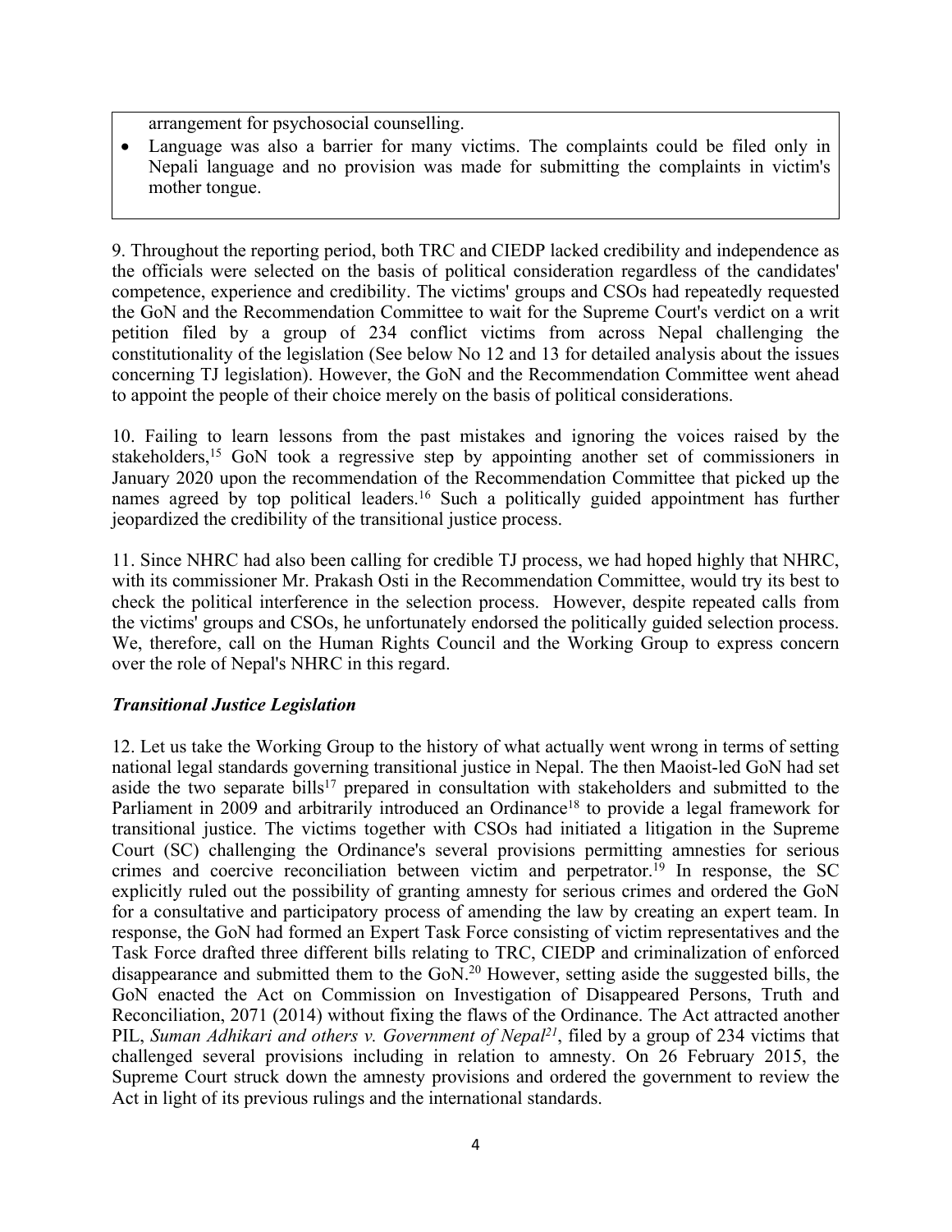arrangement for psychosocial counselling.

- Language was also a barrier for many victims. The complaints could be filed only in Nepali language and no provision was made for submitting the complaints in victim's mother tongue.

9. Throughout the reporting period, both TRC and CIEDP lacked credibility and independence as the officials were selected on the basis of political consideration regardless of the candidates' competence, experience and credibility. The victims' groups and CSOs had repeatedly requested the GoN and the Recommendation Committee to wait for the Supreme Court's verdict on a writ petition filed by a group of 234 conflict victims from across Nepal challenging the constitutionality of the legislation (See below No 12 and 13 for detailed analysis about the issues concerning TJ legislation). However, the GoN and the Recommendation Committee went ahead to appoint the people of their choice merely on the basis of political considerations.

10. Failing to learn lessons from the past mistakes and ignoring the voices raised by the stakeholders,[15] GoN took a regressive step by appointing another set of commissioners in January 2020 upon the recommendation of the Recommendation Committee that picked up the names agreed by top political leaders.[16] Such a politically guided appointment has further jeopardized the credibility of the transitional justice process.

11. Since NHRC had also been calling for credible TJ process, we had hoped highly that NHRC, with its commissioner Mr. Prakash Osti in the Recommendation Committee, would try its best to check the political interference in the selection process. However, despite repeated calls from the victims' groups and CSOs, he unfortunately endorsed the politically guided selection process. We, therefore, call on the Human Rights Council and the Working Group to express concern over the role of Nepal's NHRC in this regard.

### *Transitional Justice Legislation*

12. Let us take the Working Group to the history of what actually went wrong in terms of setting national legal standards governing transitional justice in Nepal. The then Maoist-led GoN had set aside the two separate bills[17] prepared in consultation with stakeholders and submitted to the Parliament in 2009 and arbitrarily introduced an Ordinance[18] to provide a legal framework for transitional justice. The victims together with CSOs had initiated a litigation in the Supreme Court (SC) challenging the Ordinance's several provisions permitting amnesties for serious crimes and coercive reconciliation between victim and perpetrator.[19] In response, the SC explicitly ruled out the possibility of granting amnesty for serious crimes and ordered the GoN for a consultative and participatory process of amending the law by creating an expert team. In response, the GoN had formed an Expert Task Force consisting of victim representatives and the Task Force drafted three different bills relating to TRC, CIEDP and criminalization of enforced disappearance and submitted them to the GoN.[20] However, setting aside the suggested bills, the GoN enacted the Act on Commission on Investigation of Disappeared Persons, Truth and Reconciliation, 2071 (2014) without fixing the flaws of the Ordinance. The Act attracted another PIL, *Suman Adhikari and others v. Government of Nepal*[21], filed by a group of 234 victims that challenged several provisions including in relation to amnesty. On 26 February 2015, the Supreme Court struck down the amnesty provisions and ordered the government to review the Act in light of its previous rulings and the international standards.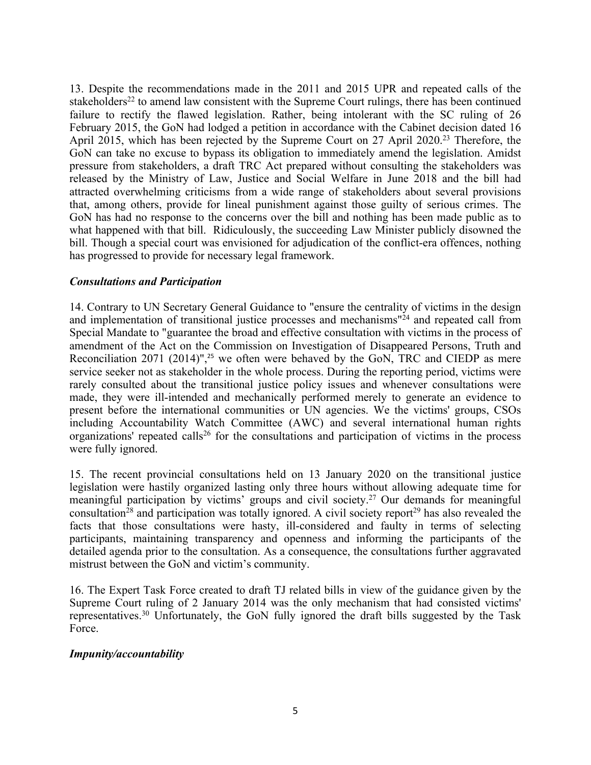13. Despite the recommendations made in the 2011 and 2015 UPR and repeated calls of the stakeholders[22] to amend law consistent with the Supreme Court rulings, there has been continued failure to rectify the flawed legislation. Rather, being intolerant with the SC ruling of 26 February 2015, the GoN had lodged a petition in accordance with the Cabinet decision dated 16 April 2015, which has been rejected by the Supreme Court on 27 April 2020.[23] Therefore, the GoN can take no excuse to bypass its obligation to immediately amend the legislation. Amidst pressure from stakeholders, a draft TRC Act prepared without consulting the stakeholders was released by the Ministry of Law, Justice and Social Welfare in June 2018 and the bill had attracted overwhelming criticisms from a wide range of stakeholders about several provisions that, among others, provide for lineal punishment against those guilty of serious crimes. The GoN has had no response to the concerns over the bill and nothing has been made public as to what happened with that bill. Ridiculously, the succeeding Law Minister publicly disowned the bill. Though a special court was envisioned for adjudication of the conflict-era offences, nothing has progressed to provide for necessary legal framework.

***Consultations and Participation***

14. Contrary to UN Secretary General Guidance to "ensure the centrality of victims in the design and implementation of transitional justice processes and mechanisms"[24] and repeated call from Special Mandate to "guarantee the broad and effective consultation with victims in the process of amendment of the Act on the Commission on Investigation of Disappeared Persons, Truth and Reconciliation 2071 (2014)",[25] we often were behaved by the GoN, TRC and CIEDP as mere service seeker not as stakeholder in the whole process. During the reporting period, victims were rarely consulted about the transitional justice policy issues and whenever consultations were made, they were ill-intended and mechanically performed merely to generate an evidence to present before the international communities or UN agencies. We the victims' groups, CSOs including Accountability Watch Committee (AWC) and several international human rights organizations' repeated calls[26] for the consultations and participation of victims in the process were fully ignored.

15. The recent provincial consultations held on 13 January 2020 on the transitional justice legislation were hastily organized lasting only three hours without allowing adequate time for meaningful participation by victims' groups and civil society.[27] Our demands for meaningful consultation[28] and participation was totally ignored. A civil society report[29] has also revealed the facts that those consultations were hasty, ill-considered and faulty in terms of selecting participants, maintaining transparency and openness and informing the participants of the detailed agenda prior to the consultation. As a consequence, the consultations further aggravated mistrust between the GoN and victim's community.

16. The Expert Task Force created to draft TJ related bills in view of the guidance given by the Supreme Court ruling of 2 January 2014 was the only mechanism that had consisted victims' representatives.[30] Unfortunately, the GoN fully ignored the draft bills suggested by the Task Force.

***Impunity/accountability***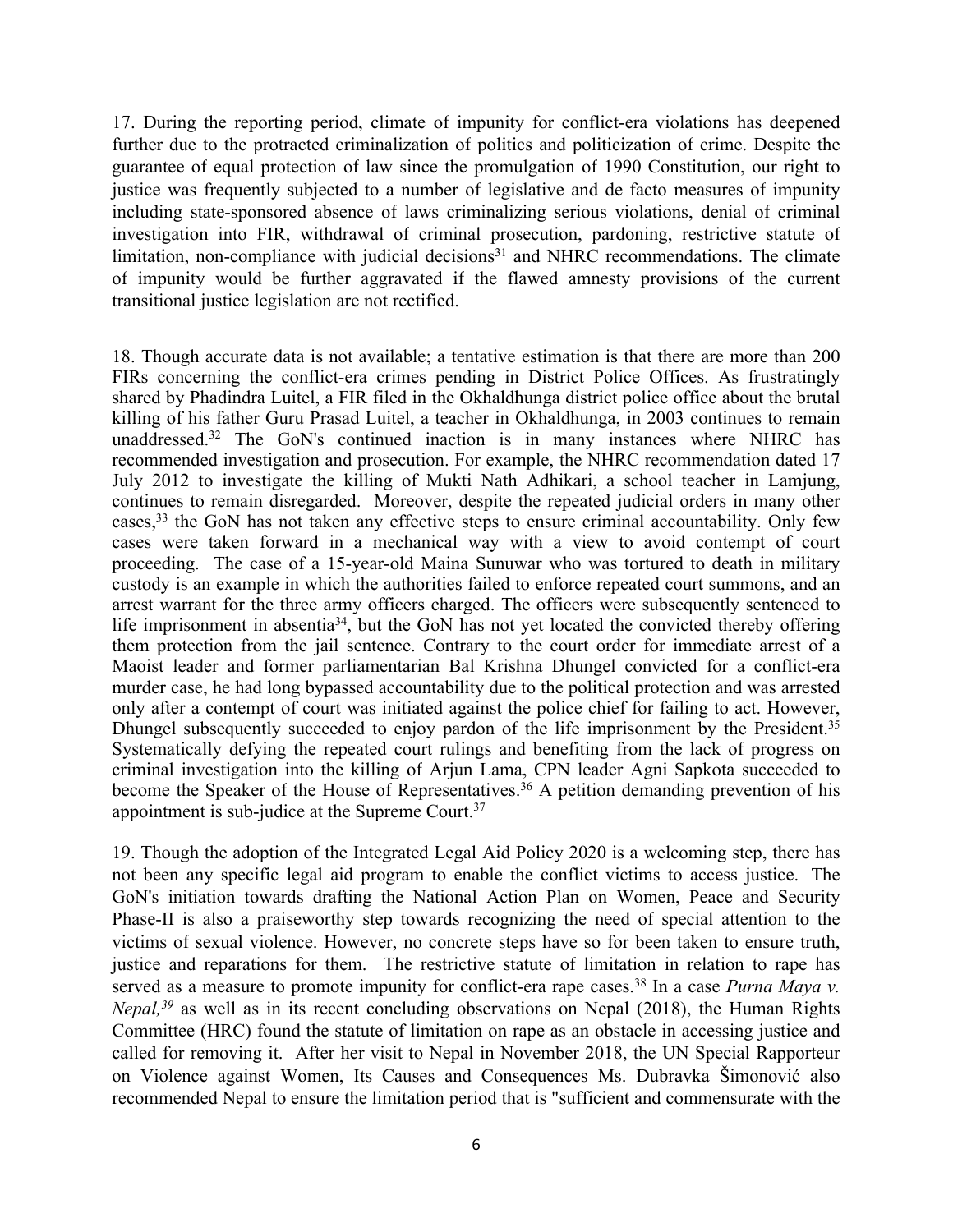17. During the reporting period, climate of impunity for conflict-era violations has deepened further due to the protracted criminalization of politics and politicization of crime. Despite the guarantee of equal protection of law since the promulgation of 1990 Constitution, our right to justice was frequently subjected to a number of legislative and de facto measures of impunity including state-sponsored absence of laws criminalizing serious violations, denial of criminal investigation into FIR, withdrawal of criminal prosecution, pardoning, restrictive statute of limitation, non-compliance with judicial decisions[31] and NHRC recommendations. The climate of impunity would be further aggravated if the flawed amnesty provisions of the current transitional justice legislation are not rectified.

18. Though accurate data is not available; a tentative estimation is that there are more than 200 FIRs concerning the conflict-era crimes pending in District Police Offices. As frustratingly shared by Phadindra Luitel, a FIR filed in the Okhaldhunga district police office about the brutal killing of his father Guru Prasad Luitel, a teacher in Okhaldhunga, in 2003 continues to remain unaddressed.[32] The GoN's continued inaction is in many instances where NHRC has recommended investigation and prosecution. For example, the NHRC recommendation dated 17 July 2012 to investigate the killing of Mukti Nath Adhikari, a school teacher in Lamjung, continues to remain disregarded. Moreover, despite the repeated judicial orders in many other cases,[33] the GoN has not taken any effective steps to ensure criminal accountability. Only few cases were taken forward in a mechanical way with a view to avoid contempt of court proceeding. The case of a 15-year-old Maina Sunuwar who was tortured to death in military custody is an example in which the authorities failed to enforce repeated court summons, and an arrest warrant for the three army officers charged. The officers were subsequently sentenced to life imprisonment in absentia[34], but the GoN has not yet located the convicted thereby offering them protection from the jail sentence. Contrary to the court order for immediate arrest of a Maoist leader and former parliamentarian Bal Krishna Dhungel convicted for a conflict-era murder case, he had long bypassed accountability due to the political protection and was arrested only after a contempt of court was initiated against the police chief for failing to act. However, Dhungel subsequently succeeded to enjoy pardon of the life imprisonment by the President.[35] Systematically defying the repeated court rulings and benefiting from the lack of progress on criminal investigation into the killing of Arjun Lama, CPN leader Agni Sapkota succeeded to become the Speaker of the House of Representatives.[36] A petition demanding prevention of his appointment is sub-judice at the Supreme Court.[37]

19. Though the adoption of the Integrated Legal Aid Policy 2020 is a welcoming step, there has not been any specific legal aid program to enable the conflict victims to access justice. The GoN's initiation towards drafting the National Action Plan on Women, Peace and Security Phase-II is also a praiseworthy step towards recognizing the need of special attention to the victims of sexual violence. However, no concrete steps have so for been taken to ensure truth, justice and reparations for them. The restrictive statute of limitation in relation to rape has served as a measure to promote impunity for conflict-era rape cases.[38] In a case *Purna Maya v. Nepal,*[39] as well as in its recent concluding observations on Nepal (2018), the Human Rights Committee (HRC) found the statute of limitation on rape as an obstacle in accessing justice and called for removing it. After her visit to Nepal in November 2018, the UN Special Rapporteur on Violence against Women, Its Causes and Consequences Ms. Dubravka Šimonović also recommended Nepal to ensure the limitation period that is "sufficient and commensurate with the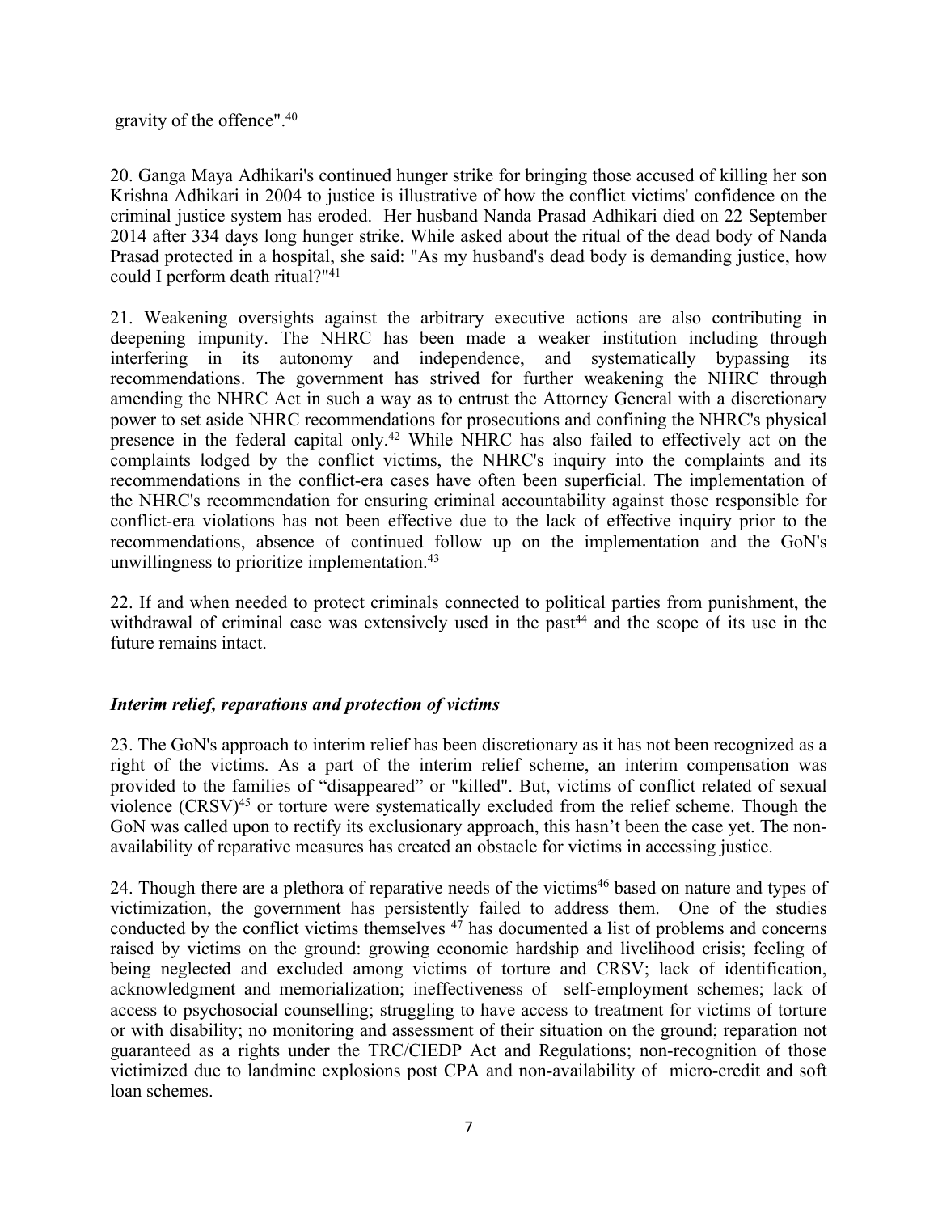gravity of the offence".[40]

20. Ganga Maya Adhikari's continued hunger strike for bringing those accused of killing her son Krishna Adhikari in 2004 to justice is illustrative of how the conflict victims' confidence on the criminal justice system has eroded. Her husband Nanda Prasad Adhikari died on 22 September 2014 after 334 days long hunger strike. While asked about the ritual of the dead body of Nanda Prasad protected in a hospital, she said: "As my husband's dead body is demanding justice, how could I perform death ritual?"[41]

21. Weakening oversights against the arbitrary executive actions are also contributing in deepening impunity. The NHRC has been made a weaker institution including through interfering in its autonomy and independence, and systematically bypassing its recommendations. The government has strived for further weakening the NHRC through amending the NHRC Act in such a way as to entrust the Attorney General with a discretionary power to set aside NHRC recommendations for prosecutions and confining the NHRC's physical presence in the federal capital only.[42] While NHRC has also failed to effectively act on the complaints lodged by the conflict victims, the NHRC's inquiry into the complaints and its recommendations in the conflict-era cases have often been superficial. The implementation of the NHRC's recommendation for ensuring criminal accountability against those responsible for conflict-era violations has not been effective due to the lack of effective inquiry prior to the recommendations, absence of continued follow up on the implementation and the GoN's unwillingness to prioritize implementation.[43]

22. If and when needed to protect criminals connected to political parties from punishment, the withdrawal of criminal case was extensively used in the past[44] and the scope of its use in the future remains intact.

### *Interim relief, reparations and protection of victims*

23. The GoN's approach to interim relief has been discretionary as it has not been recognized as a right of the victims. As a part of the interim relief scheme, an interim compensation was provided to the families of "disappeared" or "killed". But, victims of conflict related of sexual violence (CRSV)[45] or torture were systematically excluded from the relief scheme. Though the GoN was called upon to rectify its exclusionary approach, this hasn't been the case yet. The non-availability of reparative measures has created an obstacle for victims in accessing justice.

24. Though there are a plethora of reparative needs of the victims[46] based on nature and types of victimization, the government has persistently failed to address them. One of the studies conducted by the conflict victims themselves [47] has documented a list of problems and concerns raised by victims on the ground: growing economic hardship and livelihood crisis; feeling of being neglected and excluded among victims of torture and CRSV; lack of identification, acknowledgment and memorialization; ineffectiveness of self-employment schemes; lack of access to psychosocial counselling; struggling to have access to treatment for victims of torture or with disability; no monitoring and assessment of their situation on the ground; reparation not guaranteed as a rights under the TRC/CIEDP Act and Regulations; non-recognition of those victimized due to landmine explosions post CPA and non-availability of micro-credit and soft loan schemes.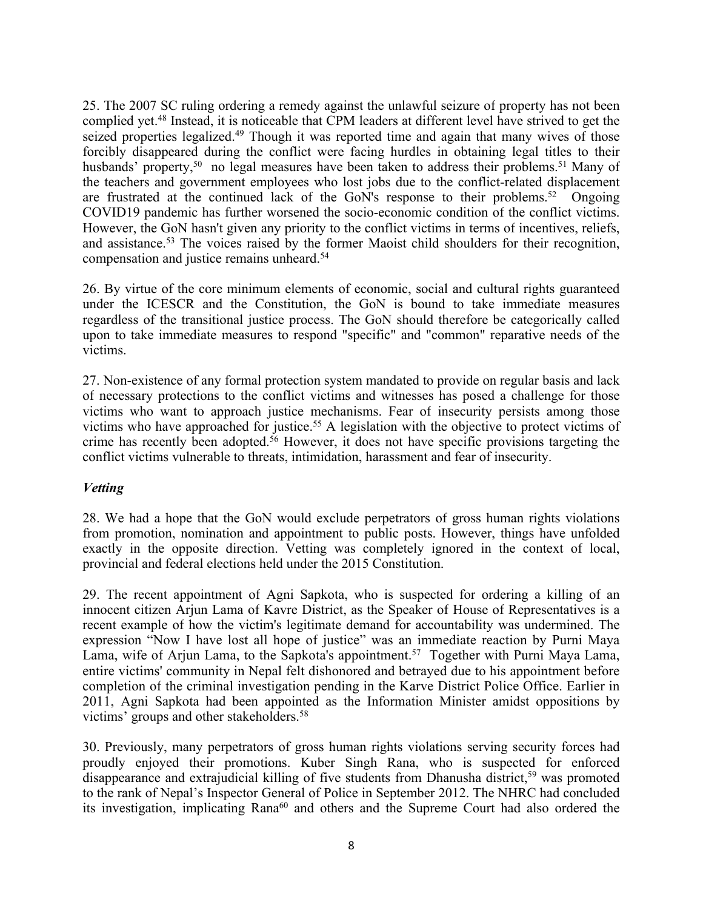25. The 2007 SC ruling ordering a remedy against the unlawful seizure of property has not been complied yet.[48] Instead, it is noticeable that CPM leaders at different level have strived to get the seized properties legalized.[49] Though it was reported time and again that many wives of those forcibly disappeared during the conflict were facing hurdles in obtaining legal titles to their husbands' property,[50] no legal measures have been taken to address their problems.[51] Many of the teachers and government employees who lost jobs due to the conflict-related displacement are frustrated at the continued lack of the GoN's response to their problems.[52] Ongoing COVID19 pandemic has further worsened the socio-economic condition of the conflict victims. However, the GoN hasn't given any priority to the conflict victims in terms of incentives, reliefs, and assistance.[53] The voices raised by the former Maoist child shoulders for their recognition, compensation and justice remains unheard.[54]

26. By virtue of the core minimum elements of economic, social and cultural rights guaranteed under the ICESCR and the Constitution, the GoN is bound to take immediate measures regardless of the transitional justice process. The GoN should therefore be categorically called upon to take immediate measures to respond "specific" and "common" reparative needs of the victims.

27. Non-existence of any formal protection system mandated to provide on regular basis and lack of necessary protections to the conflict victims and witnesses has posed a challenge for those victims who want to approach justice mechanisms. Fear of insecurity persists among those victims who have approached for justice.[55] A legislation with the objective to protect victims of crime has recently been adopted.[56] However, it does not have specific provisions targeting the conflict victims vulnerable to threats, intimidation, harassment and fear of insecurity.

### *Vetting*

28. We had a hope that the GoN would exclude perpetrators of gross human rights violations from promotion, nomination and appointment to public posts. However, things have unfolded exactly in the opposite direction. Vetting was completely ignored in the context of local, provincial and federal elections held under the 2015 Constitution.

29. The recent appointment of Agni Sapkota, who is suspected for ordering a killing of an innocent citizen Arjun Lama of Kavre District, as the Speaker of House of Representatives is a recent example of how the victim's legitimate demand for accountability was undermined. The expression "Now I have lost all hope of justice" was an immediate reaction by Purni Maya Lama, wife of Arjun Lama, to the Sapkota's appointment.[57] Together with Purni Maya Lama, entire victims' community in Nepal felt dishonored and betrayed due to his appointment before completion of the criminal investigation pending in the Karve District Police Office. Earlier in 2011, Agni Sapkota had been appointed as the Information Minister amidst oppositions by victims' groups and other stakeholders.[58]

30. Previously, many perpetrators of gross human rights violations serving security forces had proudly enjoyed their promotions. Kuber Singh Rana, who is suspected for enforced disappearance and extrajudicial killing of five students from Dhanusha district,[59] was promoted to the rank of Nepal's Inspector General of Police in September 2012. The NHRC had concluded its investigation, implicating Rana[60] and others and the Supreme Court had also ordered the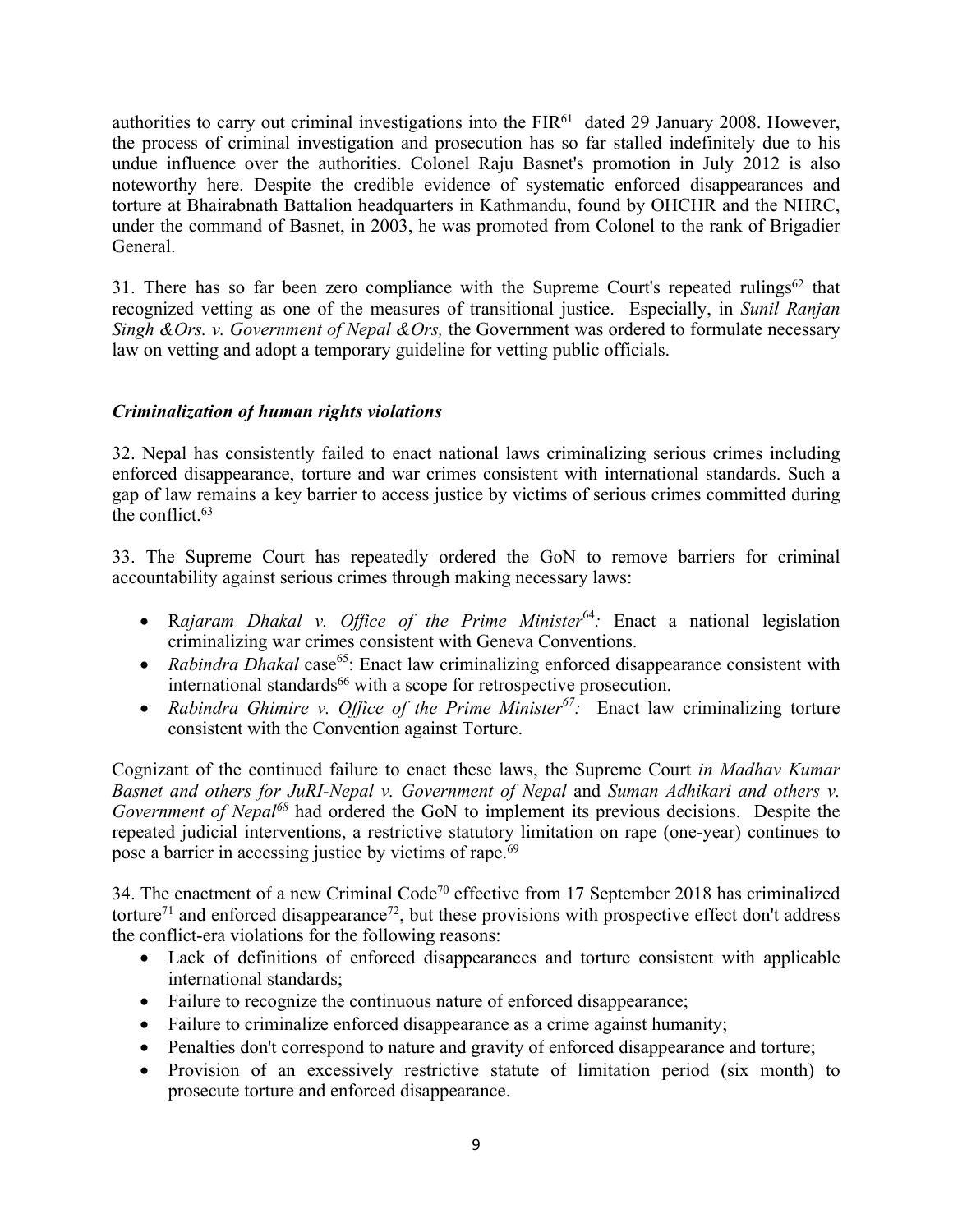authorities to carry out criminal investigations into the FIR[61] dated 29 January 2008. However, the process of criminal investigation and prosecution has so far stalled indefinitely due to his undue influence over the authorities. Colonel Raju Basnet's promotion in July 2012 is also noteworthy here. Despite the credible evidence of systematic enforced disappearances and torture at Bhairabnath Battalion headquarters in Kathmandu, found by OHCHR and the NHRC, under the command of Basnet, in 2003, he was promoted from Colonel to the rank of Brigadier General.

31. There has so far been zero compliance with the Supreme Court's repeated rulings[62] that recognized vetting as one of the measures of transitional justice. Especially, in *Sunil Ranjan Singh &Ors. v. Government of Nepal &Ors,* the Government was ordered to formulate necessary law on vetting and adopt a temporary guideline for vetting public officials.

***Criminalization of human rights violations***

32. Nepal has consistently failed to enact national laws criminalizing serious crimes including enforced disappearance, torture and war crimes consistent with international standards. Such a gap of law remains a key barrier to access justice by victims of serious crimes committed during the conflict.[63]

33. The Supreme Court has repeatedly ordered the GoN to remove barriers for criminal accountability against serious crimes through making necessary laws:

- R*ajaram Dhakal v. Office of the Prime Minister*[64]*:* Enact a national legislation criminalizing war crimes consistent with Geneva Conventions.
- *Rabindra Dhakal* case[65]: Enact law criminalizing enforced disappearance consistent with international standards[66] with a scope for retrospective prosecution.
- *Rabindra Ghimire v. Office of the Prime Minister*[67]*:* Enact law criminalizing torture consistent with the Convention against Torture.

Cognizant of the continued failure to enact these laws, the Supreme Court *in Madhav Kumar Basnet and others for JuRI-Nepal v. Government of Nepal* and *Suman Adhikari and others v. Government of Nepal*[68] had ordered the GoN to implement its previous decisions. Despite the repeated judicial interventions, a restrictive statutory limitation on rape (one-year) continues to pose a barrier in accessing justice by victims of rape.[69]

34. The enactment of a new Criminal Code[70] effective from 17 September 2018 has criminalized torture[71] and enforced disappearance[72], but these provisions with prospective effect don't address the conflict-era violations for the following reasons:

- Lack of definitions of enforced disappearances and torture consistent with applicable international standards;
- Failure to recognize the continuous nature of enforced disappearance;
- Failure to criminalize enforced disappearance as a crime against humanity;
- Penalties don't correspond to nature and gravity of enforced disappearance and torture;
- Provision of an excessively restrictive statute of limitation period (six month) to prosecute torture and enforced disappearance.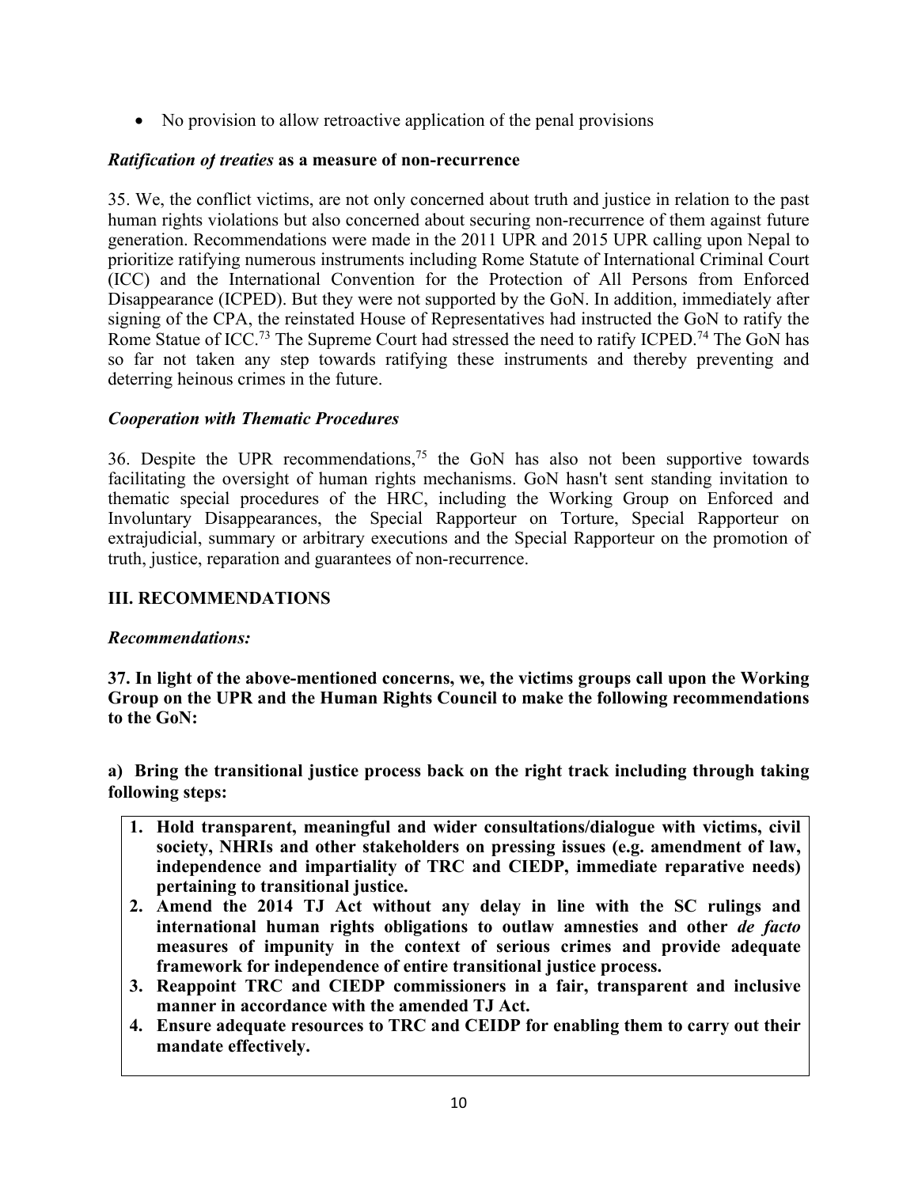- No provision to allow retroactive application of the penal provisions

***Ratification of treaties* as a measure of non-recurrence**

35. We, the conflict victims, are not only concerned about truth and justice in relation to the past human rights violations but also concerned about securing non-recurrence of them against future generation. Recommendations were made in the 2011 UPR and 2015 UPR calling upon Nepal to prioritize ratifying numerous instruments including Rome Statute of International Criminal Court (ICC) and the International Convention for the Protection of All Persons from Enforced Disappearance (ICPED). But they were not supported by the GoN. In addition, immediately after signing of the CPA, the reinstated House of Representatives had instructed the GoN to ratify the Rome Statue of ICC.[73] The Supreme Court had stressed the need to ratify ICPED.[74] The GoN has so far not taken any step towards ratifying these instruments and thereby preventing and deterring heinous crimes in the future.

***Cooperation with Thematic Procedures***

36. Despite the UPR recommendations,[75] the GoN has also not been supportive towards facilitating the oversight of human rights mechanisms. GoN hasn't sent standing invitation to thematic special procedures of the HRC, including the Working Group on Enforced and Involuntary Disappearances, the Special Rapporteur on Torture, Special Rapporteur on extrajudicial, summary or arbitrary executions and the Special Rapporteur on the promotion of truth, justice, reparation and guarantees of non-recurrence.

## III. RECOMMENDATIONS

***Recommendations:***

**37. In light of the above-mentioned concerns, we, the victims groups call upon the Working Group on the UPR and the Human Rights Council to make the following recommendations to the GoN:**

**a) Bring the transitional justice process back on the right track including through taking following steps:**

1. **Hold transparent, meaningful and wider consultations/dialogue with victims, civil society, NHRIs and other stakeholders on pressing issues (e.g. amendment of law, independence and impartiality of TRC and CIEDP, immediate reparative needs) pertaining to transitional justice.**
2. **Amend the 2014 TJ Act without any delay in line with the SC rulings and international human rights obligations to outlaw amnesties and other *de facto* measures of impunity in the context of serious crimes and provide adequate framework for independence of entire transitional justice process.**
3. **Reappoint TRC and CIEDP commissioners in a fair, transparent and inclusive manner in accordance with the amended TJ Act.**
4. **Ensure adequate resources to TRC and CEIDP for enabling them to carry out their mandate effectively.**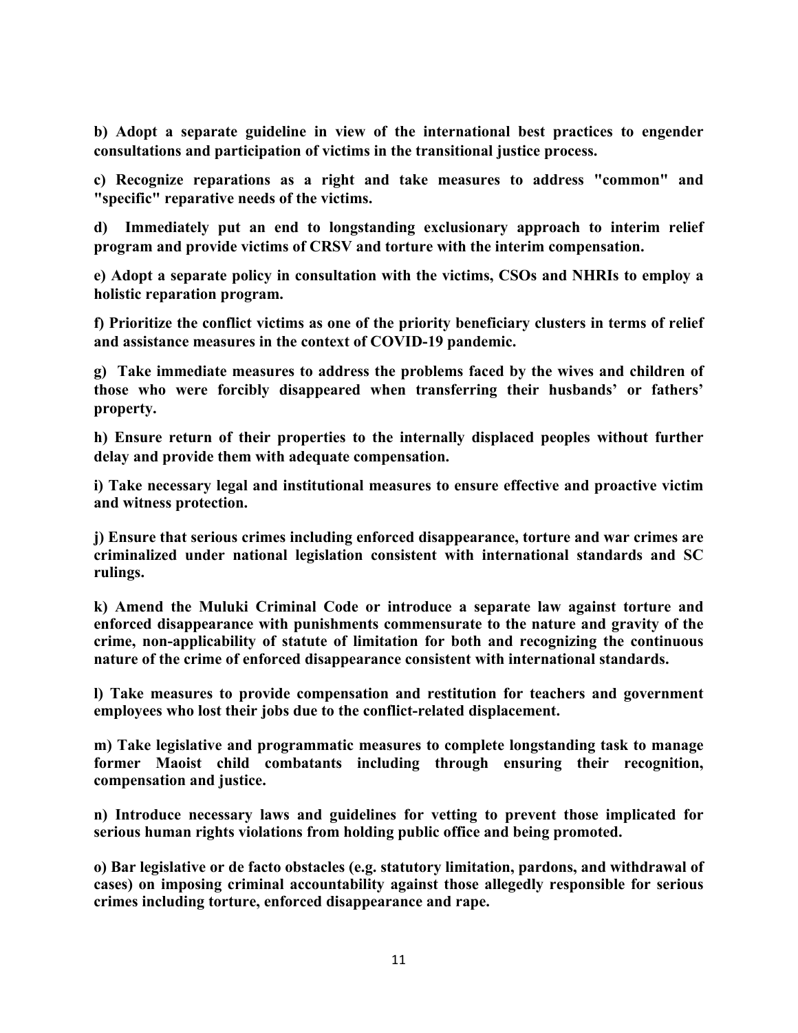**b) Adopt a separate guideline in view of the international best practices to engender consultations and participation of victims in the transitional justice process.**

**c) Recognize reparations as a right and take measures to address "common" and "specific" reparative needs of the victims.**

**d) Immediately put an end to longstanding exclusionary approach to interim relief program and provide victims of CRSV and torture with the interim compensation.**

**e) Adopt a separate policy in consultation with the victims, CSOs and NHRIs to employ a holistic reparation program.**

**f) Prioritize the conflict victims as one of the priority beneficiary clusters in terms of relief and assistance measures in the context of COVID-19 pandemic.**

**g) Take immediate measures to address the problems faced by the wives and children of those who were forcibly disappeared when transferring their husbands' or fathers' property.**

**h) Ensure return of their properties to the internally displaced peoples without further delay and provide them with adequate compensation.**

**i) Take necessary legal and institutional measures to ensure effective and proactive victim and witness protection.**

**j) Ensure that serious crimes including enforced disappearance, torture and war crimes are criminalized under national legislation consistent with international standards and SC rulings.**

**k) Amend the Muluki Criminal Code or introduce a separate law against torture and enforced disappearance with punishments commensurate to the nature and gravity of the crime, non-applicability of statute of limitation for both and recognizing the continuous nature of the crime of enforced disappearance consistent with international standards.**

**l) Take measures to provide compensation and restitution for teachers and government employees who lost their jobs due to the conflict-related displacement.**

**m) Take legislative and programmatic measures to complete longstanding task to manage former Maoist child combatants including through ensuring their recognition, compensation and justice.**

**n) Introduce necessary laws and guidelines for vetting to prevent those implicated for serious human rights violations from holding public office and being promoted.**

**o) Bar legislative or de facto obstacles (e.g. statutory limitation, pardons, and withdrawal of cases) on imposing criminal accountability against those allegedly responsible for serious crimes including torture, enforced disappearance and rape.**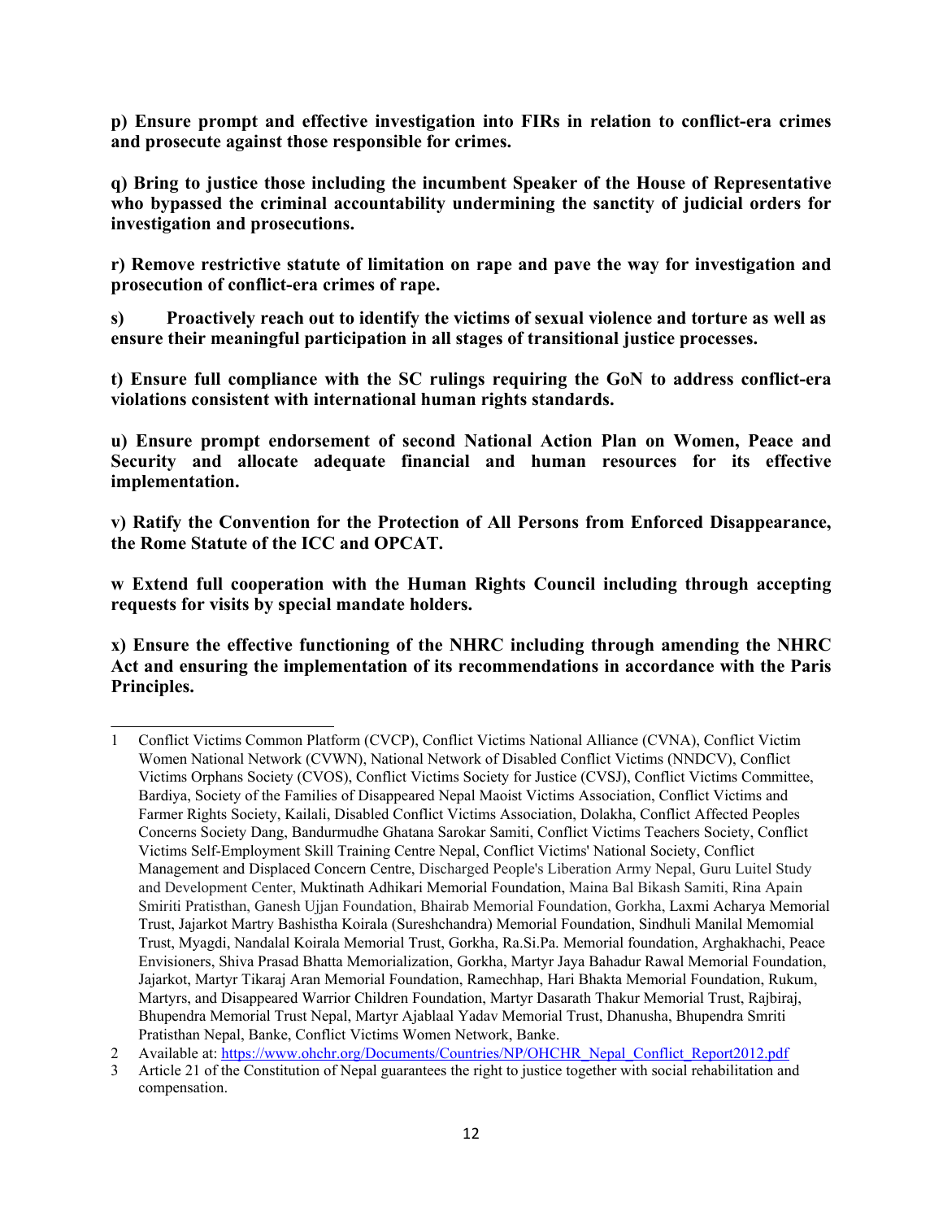**p) Ensure prompt and effective investigation into FIRs in relation to conflict-era crimes and prosecute against those responsible for crimes.**

**q) Bring to justice those including the incumbent Speaker of the House of Representative who bypassed the criminal accountability undermining the sanctity of judicial orders for investigation and prosecutions.**

**r) Remove restrictive statute of limitation on rape and pave the way for investigation and prosecution of conflict-era crimes of rape.**

**s) Proactively reach out to identify the victims of sexual violence and torture as well as ensure their meaningful participation in all stages of transitional justice processes.**

**t) Ensure full compliance with the SC rulings requiring the GoN to address conflict-era violations consistent with international human rights standards.**

**u) Ensure prompt endorsement of second National Action Plan on Women, Peace and Security and allocate adequate financial and human resources for its effective implementation.**

**v) Ratify the Convention for the Protection of All Persons from Enforced Disappearance, the Rome Statute of the ICC and OPCAT.**

**w Extend full cooperation with the Human Rights Council including through accepting requests for visits by special mandate holders.**

**x) Ensure the effective functioning of the NHRC including through amending the NHRC Act and ensuring the implementation of its recommendations in accordance with the Paris Principles.**

---

1 Conflict Victims Common Platform (CVCP), Conflict Victims National Alliance (CVNA), Conflict Victim Women National Network (CVWN), National Network of Disabled Conflict Victims (NNDCV), Conflict Victims Orphans Society (CVOS), Conflict Victims Society for Justice (CVSJ), Conflict Victims Committee, Bardiya, Society of the Families of Disappeared Nepal Maoist Victims Association, Conflict Victims and Farmer Rights Society, Kailali, Disabled Conflict Victims Association, Dolakha, Conflict Affected Peoples Concerns Society Dang, Bandurmudhe Ghatana Sarokar Samiti, Conflict Victims Teachers Society, Conflict Victims Self-Employment Skill Training Centre Nepal, Conflict Victims' National Society, Conflict Management and Displaced Concern Centre, Discharged People's Liberation Army Nepal, Guru Luitel Study and Development Center, Muktinath Adhikari Memorial Foundation, Maina Bal Bikash Samiti, Rina Apain Smiriti Pratisthan, Ganesh Ujjan Foundation, Bhairab Memorial Foundation, Gorkha, Laxmi Acharya Memorial Trust, Jajarkot Martry Bashistha Koirala (Sureshchandra) Memorial Foundation, Sindhuli Manilal Mememoial Trust, Myagdi, Nandalal Koirala Memorial Trust, Gorkha, Ra.Si.Pa. Memorial foundation, Arghakhachi, Peace Envisioners, Shiva Prasad Bhatta Memorialization, Gorkha, Martyr Jaya Bahadur Rawal Memorial Foundation, Jajarkot, Martyr Tikaraj Aran Memorial Foundation, Ramechhap, Hari Bhakta Memorial Foundation, Rukum, Martyrs, and Disappeared Warrior Children Foundation, Martyr Dasarath Thakur Memorial Trust, Rajbiraj, Bhupendra Memorial Trust Nepal, Martyr Ajablaal Yadav Memorial Trust, Dhanusha, Bhupendra Smriti Pratisthan Nepal, Banke, Conflict Victims Women Network, Banke.

2 Available at: https://www.ohchr.org/Documents/Countries/NP/OHCHR_Nepal_Conflict_Report2012.pdf

3 Article 21 of the Constitution of Nepal guarantees the right to justice together with social rehabilitation and compensation.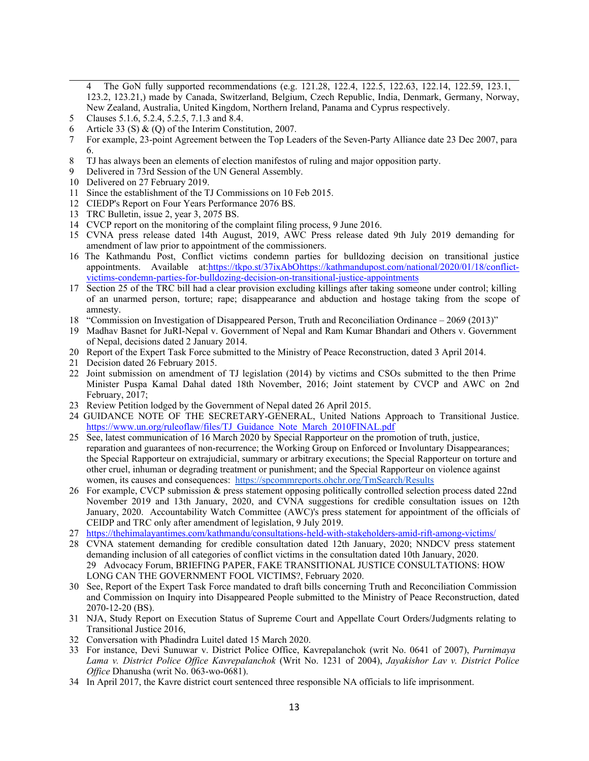4 The GoN fully supported recommendations (e.g. 121.28, 122.4, 122.5, 122.63, 122.14, 122.59, 123.1, 123.2, 123.21,) made by Canada, Switzerland, Belgium, Czech Republic, India, Denmark, Germany, Norway, New Zealand, Australia, United Kingdom, Northern Ireland, Panama and Cyprus respectively.

5 Clauses 5.1.6, 5.2.4, 5.2.5, 7.1.3 and 8.4.

6 Article 33 (S) & (Q) of the Interim Constitution, 2007.

7 For example, 23-point Agreement between the Top Leaders of the Seven-Party Alliance date 23 Dec 2007, para 6.

8 TJ has always been an elements of election manifestos of ruling and major opposition party.

9 Delivered in 73rd Session of the UN General Assembly.

10 Delivered on 27 February 2019.

11 Since the establishment of the TJ Commissions on 10 Feb 2015.

12 CIEDP's Report on Four Years Performance 2076 BS.

13 TRC Bulletin, issue 2, year 3, 2075 BS.

14 CVCP report on the monitoring of the complaint filing process, 9 June 2016.

15 CVNA press release dated 14th August, 2019, AWC Press release dated 9th July 2019 demanding for amendment of law prior to appointment of the commissioners.

16 The Kathmandu Post, Conflict victims condemn parties for bulldozing decision on transitional justice appointments. Available at:https://tkpo.st/37ixAbOhttps://kathmandupost.com/national/2020/01/18/conflict-victims-condemn-parties-for-bulldozing-decision-on-transitional-justice-appointments

17 Section 25 of the TRC bill had a clear provision excluding killings after taking someone under control; killing of an unarmed person, torture; rape; disappearance and abduction and hostage taking from the scope of amnesty.

18 "Commission on Investigation of Disappeared Person, Truth and Reconciliation Ordinance – 2069 (2013)"

19 Madhav Basnet for JuRI-Nepal v. Government of Nepal and Ram Kumar Bhandari and Others v. Government of Nepal, decisions dated 2 January 2014.

20 Report of the Expert Task Force submitted to the Ministry of Peace Reconstruction, dated 3 April 2014.

21 Decision dated 26 February 2015.

22 Joint submission on amendment of TJ legislation (2014) by victims and CSOs submitted to the then Prime Minister Puspa Kamal Dahal dated 18th November, 2016; Joint statement by CVCP and AWC on 2nd February, 2017;

23 Review Petition lodged by the Government of Nepal dated 26 April 2015.

24 GUIDANCE NOTE OF THE SECRETARY-GENERAL, United Nations Approach to Transitional Justice. https://www.un.org/ruleoflaw/files/TJ_Guidance_Note_March_2010FINAL.pdf

25 See, latest communication of 16 March 2020 by Special Rapporteur on the promotion of truth, justice, reparation and guarantees of non-recurrence; the Working Group on Enforced or Involuntary Disappearances; the Special Rapporteur on extrajudicial, summary or arbitrary executions; the Special Rapporteur on torture and other cruel, inhuman or degrading treatment or punishment; and the Special Rapporteur on violence against women, its causes and consequences: https://spcommreports.ohchr.org/TmSearch/Results

26 For example, CVCP submission & press statement opposing politically controlled selection process dated 22nd November 2019 and 13th January, 2020, and CVNA suggestions for credible consultation issues on 12th January, 2020. Accountability Watch Committee (AWC)'s press statement for appointment of the officials of CEIDP and TRC only after amendment of legislation, 9 July 2019.

27 https://thehimalayantimes.com/kathmandu/consultations-held-with-stakeholders-amid-rift-among-victims/

28 CVNA statement demanding for credible consultation dated 12th January, 2020; NNDCV press statement demanding inclusion of all categories of conflict victims in the consultation dated 10th January, 2020.

29 Advocacy Forum, BRIEFING PAPER, FAKE TRANSITIONAL JUSTICE CONSULTATIONS: HOW LONG CAN THE GOVERNMENT FOOL VICTIMS?, February 2020.

30 See, Report of the Expert Task Force mandated to draft bills concerning Truth and Reconciliation Commission and Commission on Inquiry into Disappeared People submitted to the Ministry of Peace Reconstruction, dated 2070-12-20 (BS).

31 NJA, Study Report on Execution Status of Supreme Court and Appellate Court Orders/Judgments relating to Transitional Justice 2016,

32 Conversation with Phadindra Luitel dated 15 March 2020.

33 For instance, Devi Sunuwar v. District Police Office, Kavrepalanchok (writ No. 0641 of 2007), *Purnimaya Lama v. District Police Office Kavrepalanchok* (Writ No. 1231 of 2004), *Jayakishor Lav v. District Police Office* Dhanusha (writ No. 063-wo-0681).

34 In April 2017, the Kavre district court sentenced three responsible NA officials to life imprisonment.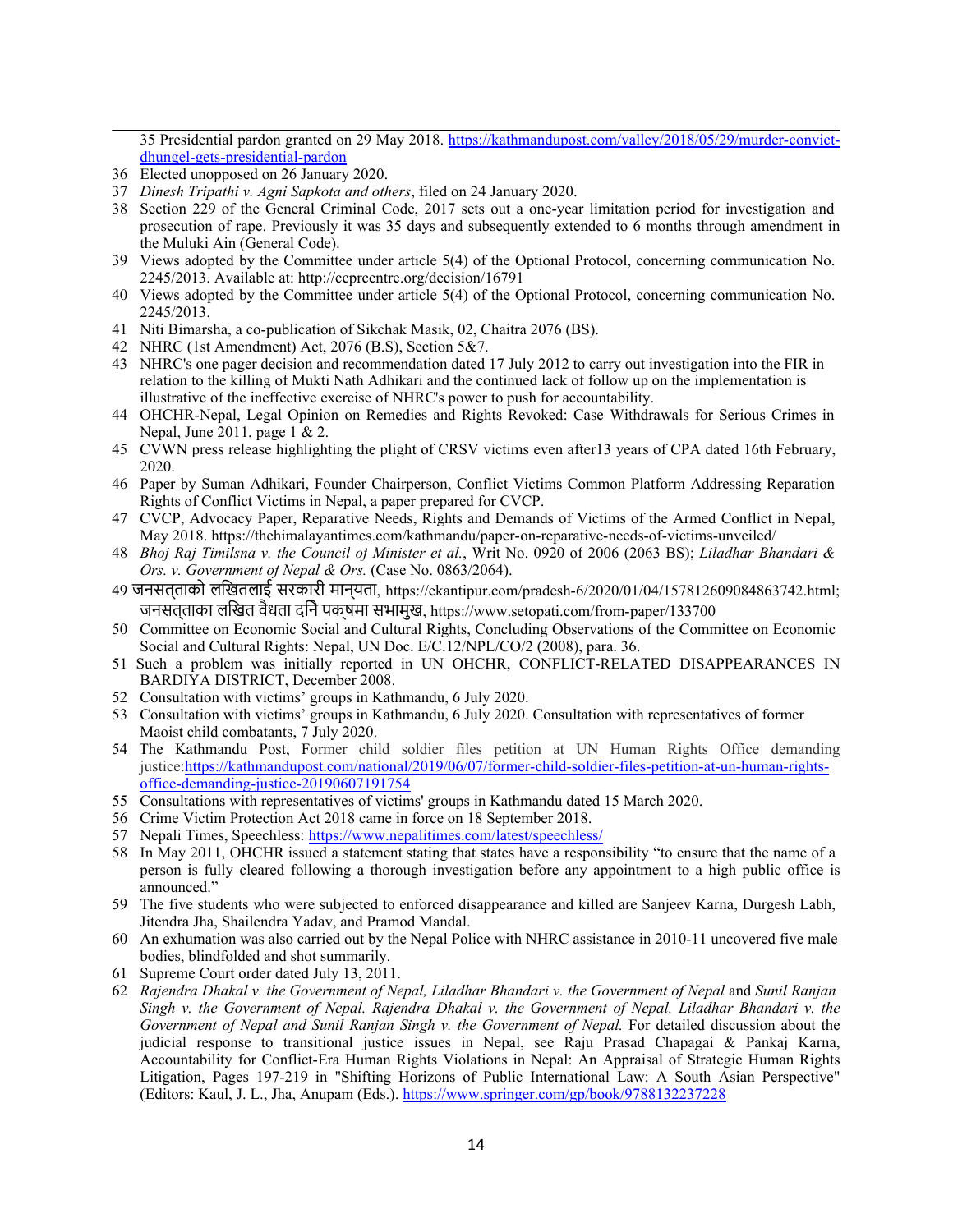35 Presidential pardon granted on 29 May 2018. [https://kathmandupost.com/valley/2018/05/29/murder-convict-dhungel-gets-presidential-pardon](https://kathmandupost.com/valley/2018/05/29/murder-convict-dhungel-gets-presidential-pardon)

36 Elected unopposed on 26 January 2020.

37 *Dinesh Tripathi v. Agni Sapkota and others*, filed on 24 January 2020.

38 Section 229 of the General Criminal Code, 2017 sets out a one-year limitation period for investigation and prosecution of rape. Previously it was 35 days and subsequently extended to 6 months through amendment in the Muluki Ain (General Code).

39 Views adopted by the Committee under article 5(4) of the Optional Protocol, concerning communication No. 2245/2013. Available at: http://ccprcentre.org/decision/16791

40 Views adopted by the Committee under article 5(4) of the Optional Protocol, concerning communication No. 2245/2013.

41 Niti Bimarsha, a co-publication of Sikchak Masik, 02, Chaitra 2076 (BS).

42 NHRC (1st Amendment) Act, 2076 (B.S), Section 5&7.

43 NHRC's one pager decision and recommendation dated 17 July 2012 to carry out investigation into the FIR in relation to the killing of Mukti Nath Adhikari and the continued lack of follow up on the implementation is illustrative of the ineffective exercise of NHRC's power to push for accountability.

44 OHCHR-Nepal, Legal Opinion on Remedies and Rights Revoked: Case Withdrawals for Serious Crimes in Nepal, June 2011, page 1 & 2.

45 CVWN press release highlighting the plight of CRSV victims even after13 years of CPA dated 16th February, 2020.

46 Paper by Suman Adhikari, Founder Chairperson, Conflict Victims Common Platform Addressing Reparation Rights of Conflict Victims in Nepal, a paper prepared for CVCP.

47 CVCP, Advocacy Paper, Reparative Needs, Rights and Demands of Victims of the Armed Conflict in Nepal, May 2018. https://thehimalayantimes.com/kathmandu/paper-on-reparative-needs-of-victims-unveiled/

48 *Bhoj Raj Timilsna v. the Council of Minister et al.*, Writ No. 0920 of 2006 (2063 BS); *Liladhar Bhandari & Ors. v. Government of Nepal & Ors.* (Case No. 0863/2064).

49 जनसत्ताको लिखितलाई सरकारी मान्यता, https://ekantipur.com/pradesh-6/2020/01/04/157812609084863742.html; जनसत्ताका लिखित वैधता दिने पक्षमा सभामुख, https://www.setopati.com/from-paper/133700

50 Committee on Economic Social and Cultural Rights, Concluding Observations of the Committee on Economic Social and Cultural Rights: Nepal, UN Doc. E/C.12/NPL/CO/2 (2008), para. 36.

51 Such a problem was initially reported in UN OHCHR, CONFLICT-RELATED DISAPPEARANCES IN BARDIYA DISTRICT, December 2008.

52 Consultation with victims' groups in Kathmandu, 6 July 2020.

53 Consultation with victims' groups in Kathmandu, 6 July 2020. Consultation with representatives of former Maoist child combatants, 7 July 2020.

54 The Kathmandu Post, Former child soldier files petition at UN Human Rights Office demanding justice:[https://kathmandupost.com/national/2019/06/07/former-child-soldier-files-petition-at-un-human-rights-office-demanding-justice-20190607191754](https://kathmandupost.com/national/2019/06/07/former-child-soldier-files-petition-at-un-human-rights-office-demanding-justice-20190607191754)

55 Consultations with representatives of victims' groups in Kathmandu dated 15 March 2020.

56 Crime Victim Protection Act 2018 came in force on 18 September 2018.

57 Nepali Times, Speechless: [https://www.nepalitimes.com/latest/speechless/](https://www.nepalitimes.com/latest/speechless/)

58 In May 2011, OHCHR issued a statement stating that states have a responsibility "to ensure that the name of a person is fully cleared following a thorough investigation before any appointment to a high public office is announced."

59 The five students who were subjected to enforced disappearance and killed are Sanjeev Karna, Durgesh Labh, Jitendra Jha, Shailendra Yadav, and Pramod Mandal.

60 An exhumation was also carried out by the Nepal Police with NHRC assistance in 2010-11 uncovered five male bodies, blindfolded and shot summarily.

61 Supreme Court order dated July 13, 2011.

62 *Rajendra Dhakal v. the Government of Nepal, Liladhar Bhandari v. the Government of Nepal* and *Sunil Ranjan Singh v. the Government of Nepal. Rajendra Dhakal v. the Government of Nepal, Liladhar Bhandari v. the Government of Nepal and Sunil Ranjan Singh v. the Government of Nepal.* For detailed discussion about the judicial response to transitional justice issues in Nepal, see Raju Prasad Chapagai & Pankaj Karna, Accountability for Conflict-Era Human Rights Violations in Nepal: An Appraisal of Strategic Human Rights Litigation, Pages 197-219 in "Shifting Horizons of Public International Law: A South Asian Perspective" (Editors: Kaul, J. L., Jha, Anupam (Eds.). [https://www.springer.com/gp/book/9788132237228](https://www.springer.com/gp/book/9788132237228)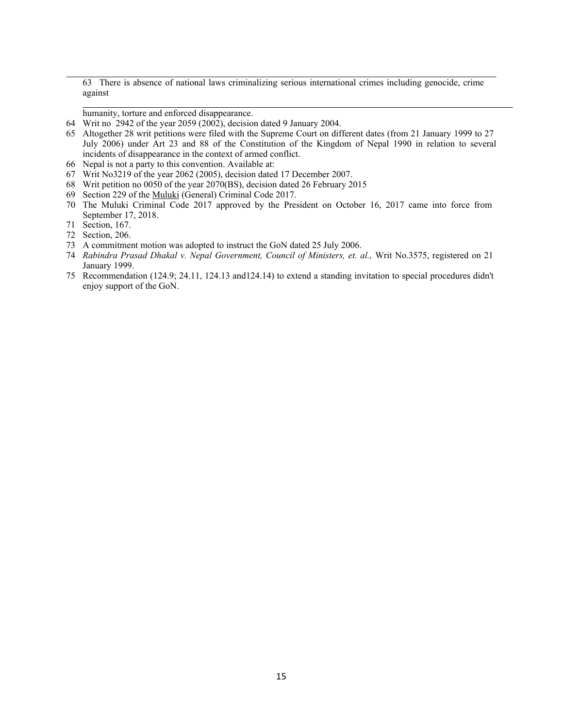63 There is absence of national laws criminalizing serious international crimes including genocide, crime against humanity, torture and enforced disappearance.

64 Writ no 2942 of the year 2059 (2002), decision dated 9 January 2004.

65 Altogether 28 writ petitions were filed with the Supreme Court on different dates (from 21 January 1999 to 27 July 2006) under Art 23 and 88 of the Constitution of the Kingdom of Nepal 1990 in relation to several incidents of disappearance in the context of armed conflict.

66 Nepal is not a party to this convention. Available at:

67 Writ No3219 of the year 2062 (2005), decision dated 17 December 2007.

68 Writ petition no 0050 of the year 2070(BS), decision dated 26 February 2015

69 Section 229 of the Muluki (General) Criminal Code 2017.

70 The Muluki Criminal Code 2017 approved by the President on October 16, 2017 came into force from September 17, 2018.

71 Section, 167.

72 Section, 206.

73 A commitment motion was adopted to instruct the GoN dated 25 July 2006.

74 *Rabindra Prasad Dhakal v. Nepal Government, Council of Ministers, et. al.,* Writ No.3575, registered on 21 January 1999.

75 Recommendation (124.9; 24.11, 124.13 and124.14) to extend a standing invitation to special procedures didn't enjoy support of the GoN.